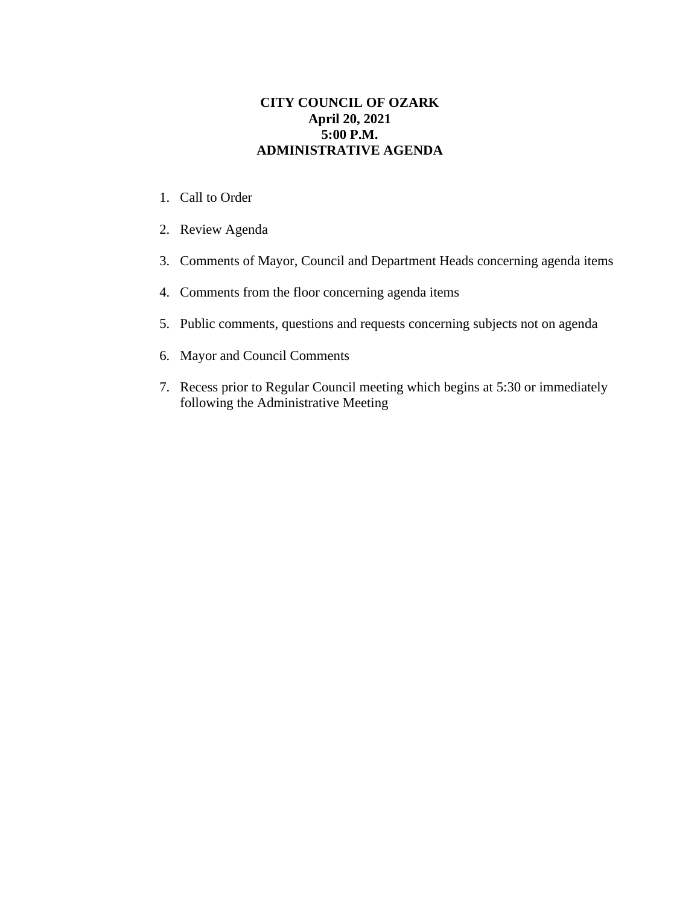**CITY COUNCIL OF OZARK**
**April 20, 2021**
**5:00 P.M.**
**ADMINISTRATIVE AGENDA**

1. Call to Order
2. Review Agenda
3. Comments of Mayor, Council and Department Heads concerning agenda items
4. Comments from the floor concerning agenda items
5. Public comments, questions and requests concerning subjects not on agenda
6. Mayor and Council Comments
7. Recess prior to Regular Council meeting which begins at 5:30 or immediately following the Administrative Meeting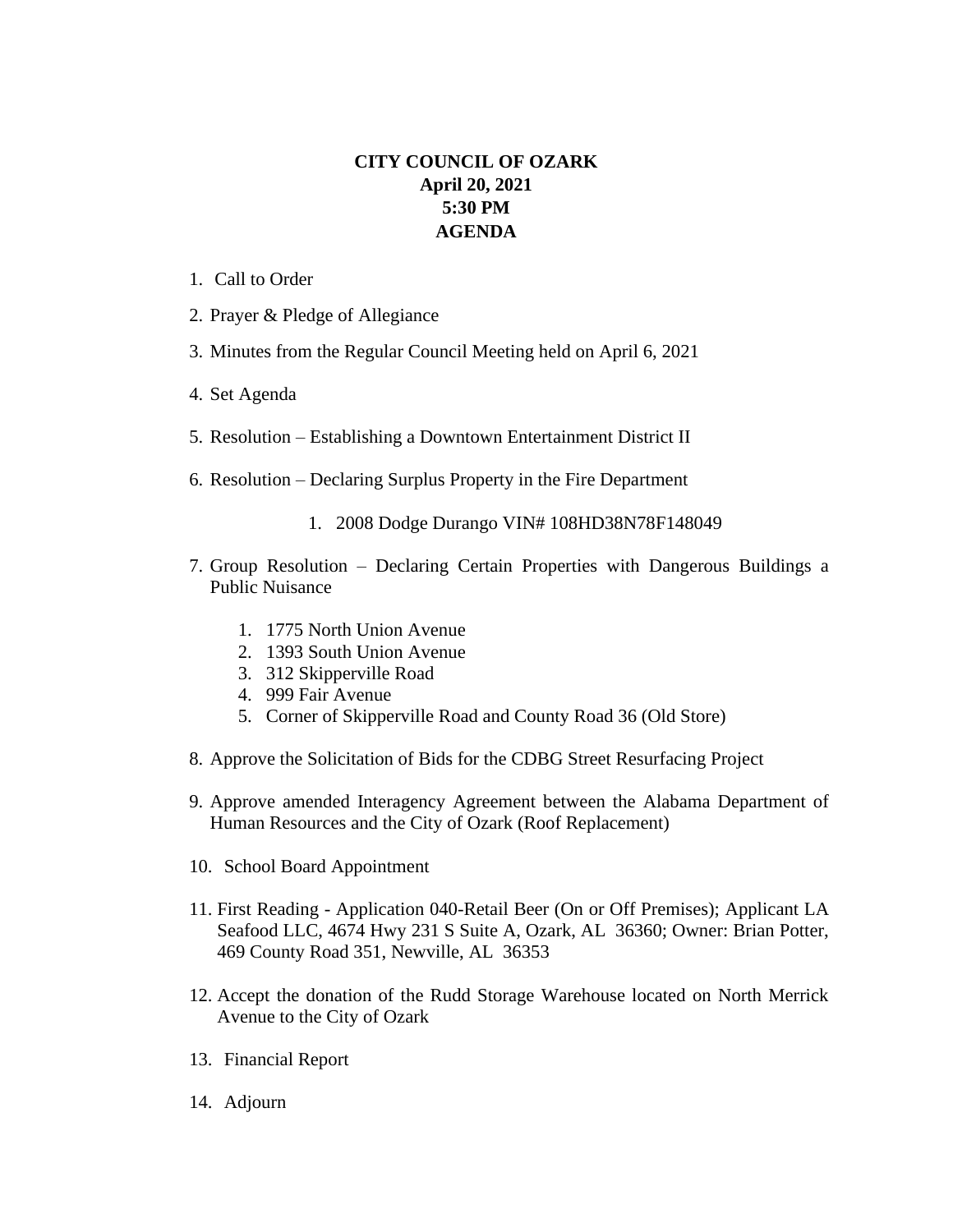**CITY COUNCIL OF OZARK**
**April 20, 2021**
**5:30 PM**
**AGENDA**

1. Call to Order
2. Prayer & Pledge of Allegiance
3. Minutes from the Regular Council Meeting held on April 6, 2021
4. Set Agenda
5. Resolution – Establishing a Downtown Entertainment District II
6. Resolution – Declaring Surplus Property in the Fire Department
    1. 2008 Dodge Durango VIN# 108HD38N78F148049
7. Group Resolution – Declaring Certain Properties with Dangerous Buildings a Public Nuisance
    1. 1775 North Union Avenue
    2. 1393 South Union Avenue
    3. 312 Skipperville Road
    4. 999 Fair Avenue
    5. Corner of Skipperville Road and County Road 36 (Old Store)
8. Approve the Solicitation of Bids for the CDBG Street Resurfacing Project
9. Approve amended Interagency Agreement between the Alabama Department of Human Resources and the City of Ozark (Roof Replacement)
10. School Board Appointment
11. First Reading - Application 040-Retail Beer (On or Off Premises); Applicant LA Seafood LLC, 4674 Hwy 231 S Suite A, Ozark, AL 36360; Owner: Brian Potter, 469 County Road 351, Newville, AL 36353
12. Accept the donation of the Rudd Storage Warehouse located on North Merrick Avenue to the City of Ozark
13. Financial Report
14. Adjourn